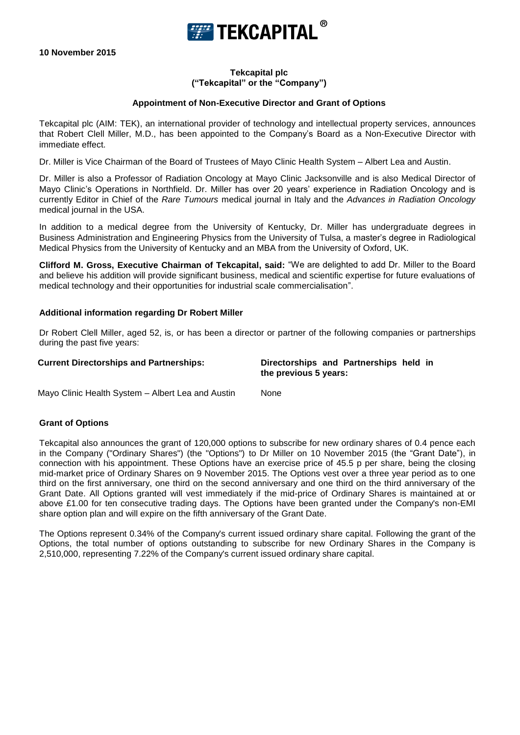**10 November 2015**

**Tekcapital plc**
**("Tekcapital" or the "Company")**

**Appointment of Non-Executive Director and Grant of Options**

Tekcapital plc (AIM: TEK), an international provider of technology and intellectual property services, announces that Robert Clell Miller, M.D., has been appointed to the Company's Board as a Non-Executive Director with immediate effect.

Dr. Miller is Vice Chairman of the Board of Trustees of Mayo Clinic Health System – Albert Lea and Austin.

Dr. Miller is also a Professor of Radiation Oncology at Mayo Clinic Jacksonville and is also Medical Director of Mayo Clinic's Operations in Northfield. Dr. Miller has over 20 years' experience in Radiation Oncology and is currently Editor in Chief of the *Rare Tumours* medical journal in Italy and the *Advances in Radiation Oncology* medical journal in the USA.

In addition to a medical degree from the University of Kentucky, Dr. Miller has undergraduate degrees in Business Administration and Engineering Physics from the University of Tulsa, a master's degree in Radiological Medical Physics from the University of Kentucky and an MBA from the University of Oxford, UK.

**Clifford M. Gross, Executive Chairman of Tekcapital, said:** "We are delighted to add Dr. Miller to the Board and believe his addition will provide significant business, medical and scientific expertise for future evaluations of medical technology and their opportunities for industrial scale commercialisation".

**Additional information regarding Dr Robert Miller**

Dr Robert Clell Miller, aged 52, is, or has been a director or partner of the following companies or partnerships during the past five years:

| Current Directorships and Partnerships: | Directorships and Partnerships held in the previous 5 years: |
|---|---|
| Mayo Clinic Health System – Albert Lea and Austin | None |

**Grant of Options**

Tekcapital also announces the grant of 120,000 options to subscribe for new ordinary shares of 0.4 pence each in the Company ("Ordinary Shares") (the "Options") to Dr Miller on 10 November 2015 (the "Grant Date"), in connection with his appointment. These Options have an exercise price of 45.5 p per share, being the closing mid-market price of Ordinary Shares on 9 November 2015. The Options vest over a three year period as to one third on the first anniversary, one third on the second anniversary and one third on the third anniversary of the Grant Date. All Options granted will vest immediately if the mid-price of Ordinary Shares is maintained at or above £1.00 for ten consecutive trading days. The Options have been granted under the Company's non-EMI share option plan and will expire on the fifth anniversary of the Grant Date.

The Options represent 0.34% of the Company's current issued ordinary share capital. Following the grant of the Options, the total number of options outstanding to subscribe for new Ordinary Shares in the Company is 2,510,000, representing 7.22% of the Company's current issued ordinary share capital.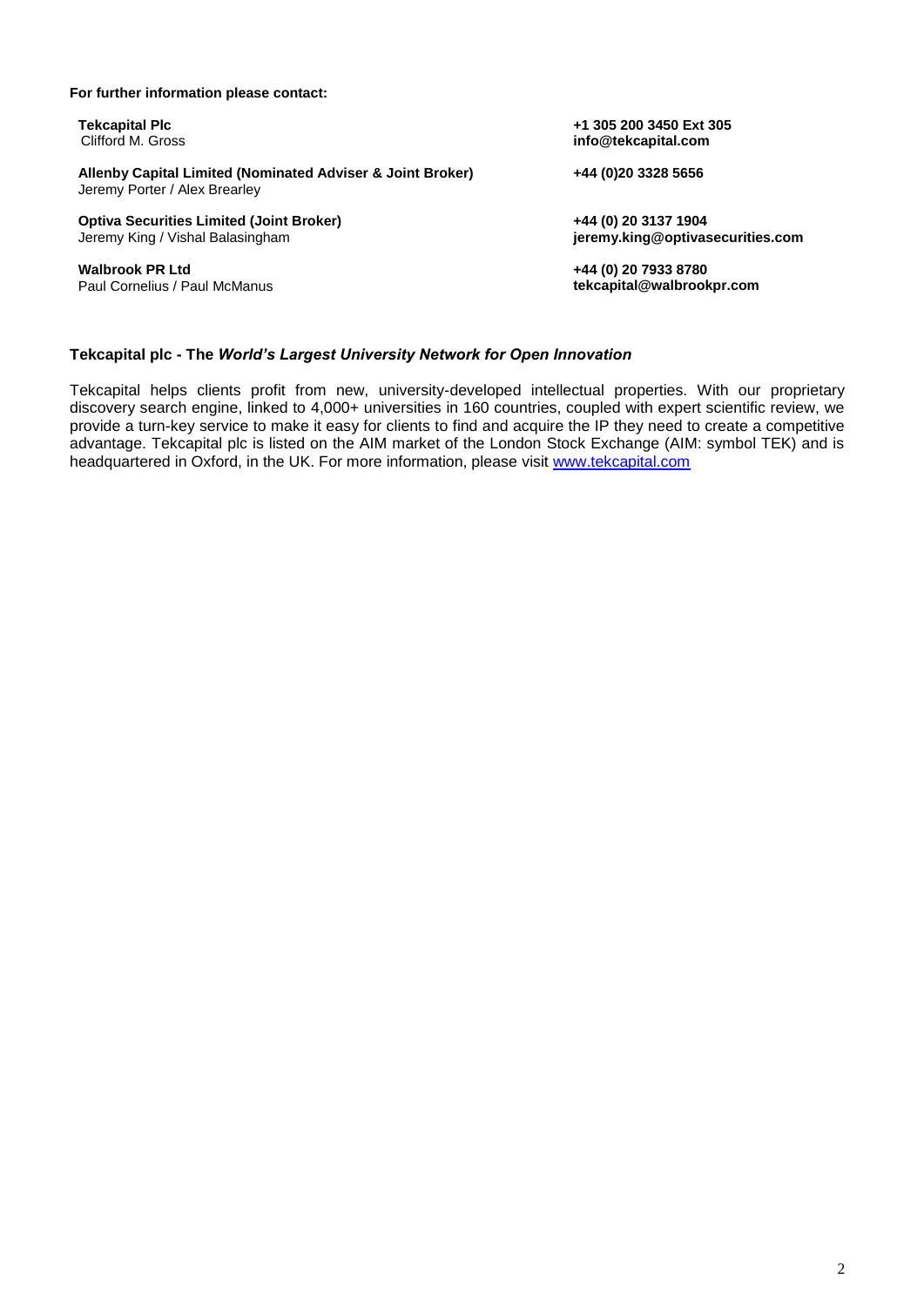**For further information please contact:**

| | |
|---|---|
| **Tekcapital Plc**<br>Clifford M. Gross | **+1 305 200 3450 Ext 305**<br>**info@tekcapital.com** |
| **Allenby Capital Limited (Nominated Adviser & Joint Broker)**<br>Jeremy Porter / Alex Brearley | **+44 (0)20 3328 5656** |
| **Optiva Securities Limited (Joint Broker)**<br>Jeremy King / Vishal Balasingham | **+44 (0) 20 3137 1904**<br>**jeremy.king@optivasecurities.com** |
| **Walbrook PR Ltd**<br>Paul Cornelius / Paul McManus | **+44 (0) 20 7933 8780**<br>**tekcapital@walbrookpr.com** |

### Tekcapital plc - The *World's Largest University Network for Open Innovation*

Tekcapital helps clients profit from new, university-developed intellectual properties. With our proprietary discovery search engine, linked to 4,000+ universities in 160 countries, coupled with expert scientific review, we provide a turn-key service to make it easy for clients to find and acquire the IP they need to create a competitive advantage. Tekcapital plc is listed on the AIM market of the London Stock Exchange (AIM: symbol TEK) and is headquartered in Oxford, in the UK. For more information, please visit [www.tekcapital.com](http://www.tekcapital.com)